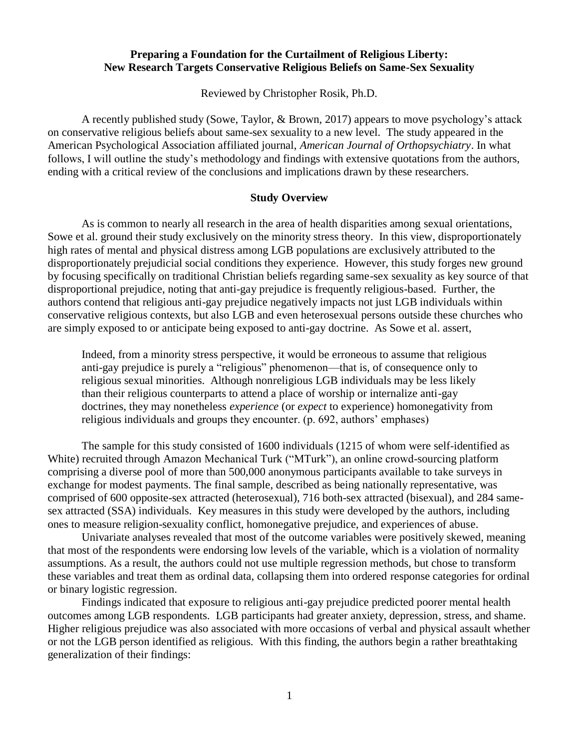**Preparing a Foundation for the Curtailment of Religious Liberty: New Research Targets Conservative Religious Beliefs on Same-Sex Sexuality**

Reviewed by Christopher Rosik, Ph.D.

A recently published study (Sowe, Taylor, & Brown, 2017) appears to move psychology's attack on conservative religious beliefs about same-sex sexuality to a new level. The study appeared in the American Psychological Association affiliated journal, *American Journal of Orthopsychiatry*. In what follows, I will outline the study's methodology and findings with extensive quotations from the authors, ending with a critical review of the conclusions and implications drawn by these researchers.

## Study Overview

As is common to nearly all research in the area of health disparities among sexual orientations, Sowe et al. ground their study exclusively on the minority stress theory. In this view, disproportionately high rates of mental and physical distress among LGB populations are exclusively attributed to the disproportionately prejudicial social conditions they experience. However, this study forges new ground by focusing specifically on traditional Christian beliefs regarding same-sex sexuality as key source of that disproportional prejudice, noting that anti-gay prejudice is frequently religious-based. Further, the authors contend that religious anti-gay prejudice negatively impacts not just LGB individuals within conservative religious contexts, but also LGB and even heterosexual persons outside these churches who are simply exposed to or anticipate being exposed to anti-gay doctrine. As Sowe et al. assert,

> Indeed, from a minority stress perspective, it would be erroneous to assume that religious anti-gay prejudice is purely a "religious" phenomenon—that is, of consequence only to religious sexual minorities. Although nonreligious LGB individuals may be less likely than their religious counterparts to attend a place of worship or internalize anti-gay doctrines, they may nonetheless *experience* (or *expect* to experience) homonegativity from religious individuals and groups they encounter. (p. 692, authors' emphases)

The sample for this study consisted of 1600 individuals (1215 of whom were self-identified as White) recruited through Amazon Mechanical Turk ("MTurk"), an online crowd-sourcing platform comprising a diverse pool of more than 500,000 anonymous participants available to take surveys in exchange for modest payments. The final sample, described as being nationally representative, was comprised of 600 opposite-sex attracted (heterosexual), 716 both-sex attracted (bisexual), and 284 same-sex attracted (SSA) individuals. Key measures in this study were developed by the authors, including ones to measure religion-sexuality conflict, homonegative prejudice, and experiences of abuse.

Univariate analyses revealed that most of the outcome variables were positively skewed, meaning that most of the respondents were endorsing low levels of the variable, which is a violation of normality assumptions. As a result, the authors could not use multiple regression methods, but chose to transform these variables and treat them as ordinal data, collapsing them into ordered response categories for ordinal or binary logistic regression.

Findings indicated that exposure to religious anti-gay prejudice predicted poorer mental health outcomes among LGB respondents. LGB participants had greater anxiety, depression, stress, and shame. Higher religious prejudice was also associated with more occasions of verbal and physical assault whether or not the LGB person identified as religious. With this finding, the authors begin a rather breathtaking generalization of their findings: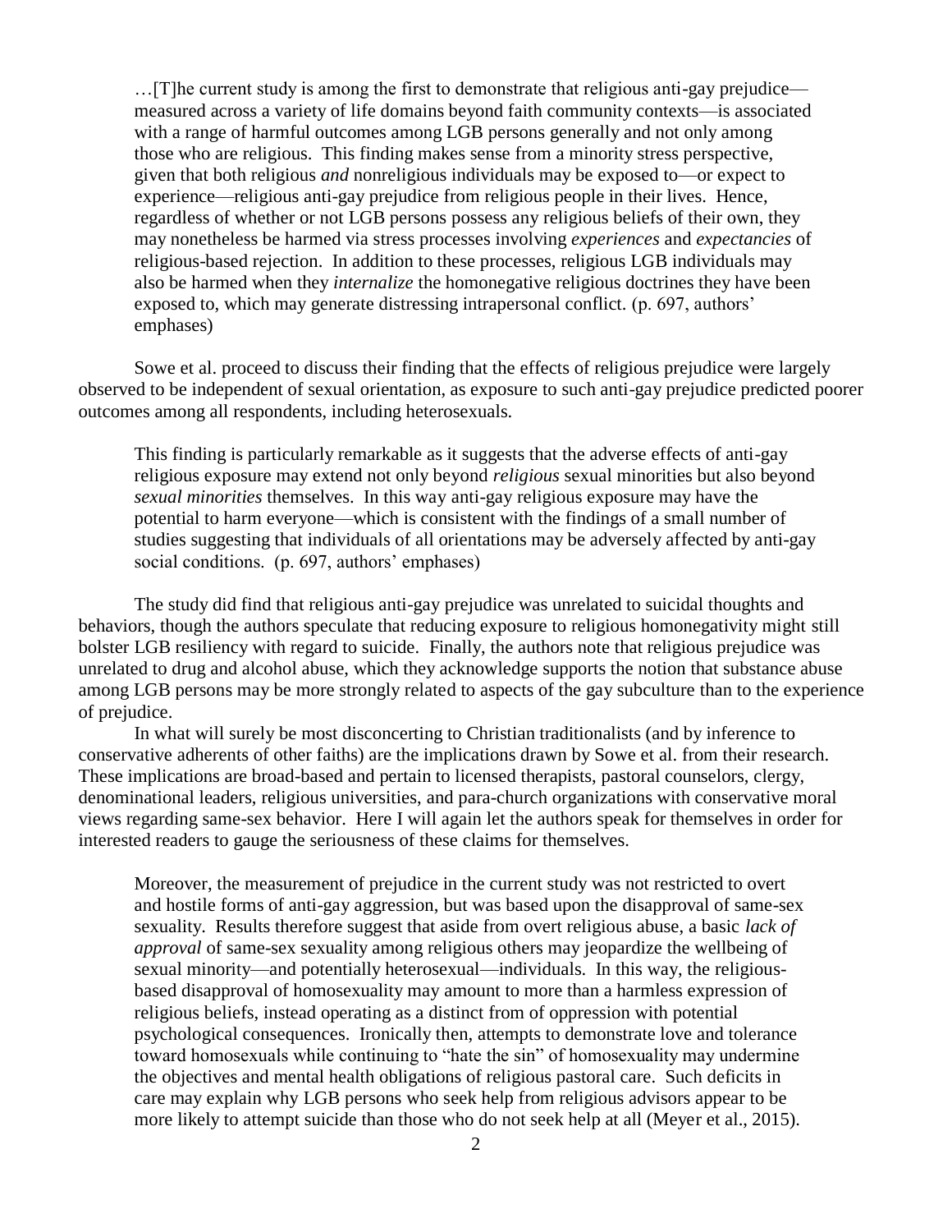> …[T]he current study is among the first to demonstrate that religious anti-gay prejudice—measured across a variety of life domains beyond faith community contexts—is associated with a range of harmful outcomes among LGB persons generally and not only among those who are religious. This finding makes sense from a minority stress perspective, given that both religious *and* nonreligious individuals may be exposed to—or expect to experience—religious anti-gay prejudice from religious people in their lives. Hence, regardless of whether or not LGB persons possess any religious beliefs of their own, they may nonetheless be harmed via stress processes involving *experiences* and *expectancies* of religious-based rejection. In addition to these processes, religious LGB individuals may also be harmed when they *internalize* the homonegative religious doctrines they have been exposed to, which may generate distressing intrapersonal conflict. (p. 697, authors' emphases)

Sowe et al. proceed to discuss their finding that the effects of religious prejudice were largely observed to be independent of sexual orientation, as exposure to such anti-gay prejudice predicted poorer outcomes among all respondents, including heterosexuals.

> This finding is particularly remarkable as it suggests that the adverse effects of anti-gay religious exposure may extend not only beyond *religious* sexual minorities but also beyond *sexual minorities* themselves. In this way anti-gay religious exposure may have the potential to harm everyone—which is consistent with the findings of a small number of studies suggesting that individuals of all orientations may be adversely affected by anti-gay social conditions. (p. 697, authors' emphases)

The study did find that religious anti-gay prejudice was unrelated to suicidal thoughts and behaviors, though the authors speculate that reducing exposure to religious homonegativity might still bolster LGB resiliency with regard to suicide. Finally, the authors note that religious prejudice was unrelated to drug and alcohol abuse, which they acknowledge supports the notion that substance abuse among LGB persons may be more strongly related to aspects of the gay subculture than to the experience of prejudice.

In what will surely be most disconcerting to Christian traditionalists (and by inference to conservative adherents of other faiths) are the implications drawn by Sowe et al. from their research. These implications are broad-based and pertain to licensed therapists, pastoral counselors, clergy, denominational leaders, religious universities, and para-church organizations with conservative moral views regarding same-sex behavior. Here I will again let the authors speak for themselves in order for interested readers to gauge the seriousness of these claims for themselves.

> Moreover, the measurement of prejudice in the current study was not restricted to overt and hostile forms of anti-gay aggression, but was based upon the disapproval of same-sex sexuality. Results therefore suggest that aside from overt religious abuse, a basic *lack of approval* of same-sex sexuality among religious others may jeopardize the wellbeing of sexual minority—and potentially heterosexual—individuals. In this way, the religious-based disapproval of homosexuality may amount to more than a harmless expression of religious beliefs, instead operating as a distinct from of oppression with potential psychological consequences. Ironically then, attempts to demonstrate love and tolerance toward homosexuals while continuing to "hate the sin" of homosexuality may undermine the objectives and mental health obligations of religious pastoral care. Such deficits in care may explain why LGB persons who seek help from religious advisors appear to be more likely to attempt suicide than those who do not seek help at all (Meyer et al., 2015).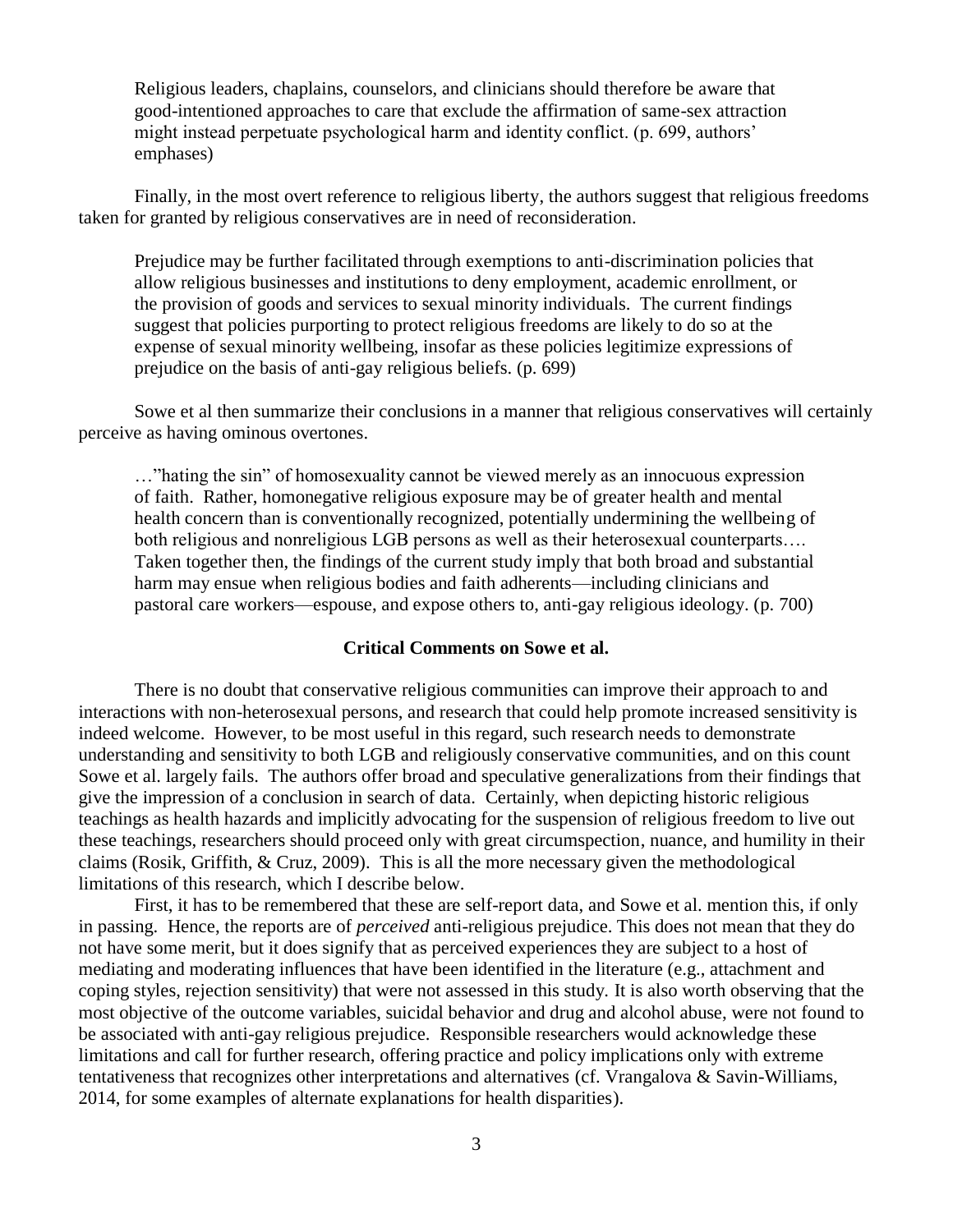> Religious leaders, chaplains, counselors, and clinicians should therefore be aware that good-intentioned approaches to care that exclude the affirmation of same-sex attraction might instead perpetuate psychological harm and identity conflict. (p. 699, authors' emphases)

Finally, in the most overt reference to religious liberty, the authors suggest that religious freedoms taken for granted by religious conservatives are in need of reconsideration.

> Prejudice may be further facilitated through exemptions to anti-discrimination policies that allow religious businesses and institutions to deny employment, academic enrollment, or the provision of goods and services to sexual minority individuals. The current findings suggest that policies purporting to protect religious freedoms are likely to do so at the expense of sexual minority wellbeing, insofar as these policies legitimize expressions of prejudice on the basis of anti-gay religious beliefs. (p. 699)

Sowe et al then summarize their conclusions in a manner that religious conservatives will certainly perceive as having ominous overtones.

> …"hating the sin" of homosexuality cannot be viewed merely as an innocuous expression of faith. Rather, homonegative religious exposure may be of greater health and mental health concern than is conventionally recognized, potentially undermining the wellbeing of both religious and nonreligious LGB persons as well as their heterosexual counterparts…. Taken together then, the findings of the current study imply that both broad and substantial harm may ensue when religious bodies and faith adherents—including clinicians and pastoral care workers—espouse, and expose others to, anti-gay religious ideology. (p. 700)

## Critical Comments on Sowe et al.

There is no doubt that conservative religious communities can improve their approach to and interactions with non-heterosexual persons, and research that could help promote increased sensitivity is indeed welcome. However, to be most useful in this regard, such research needs to demonstrate understanding and sensitivity to both LGB and religiously conservative communities, and on this count Sowe et al. largely fails. The authors offer broad and speculative generalizations from their findings that give the impression of a conclusion in search of data. Certainly, when depicting historic religious teachings as health hazards and implicitly advocating for the suspension of religious freedom to live out these teachings, researchers should proceed only with great circumspection, nuance, and humility in their claims (Rosik, Griffith, & Cruz, 2009). This is all the more necessary given the methodological limitations of this research, which I describe below.

First, it has to be remembered that these are self-report data, and Sowe et al. mention this, if only in passing. Hence, the reports are of *perceived* anti-religious prejudice. This does not mean that they do not have some merit, but it does signify that as perceived experiences they are subject to a host of mediating and moderating influences that have been identified in the literature (e.g., attachment and coping styles, rejection sensitivity) that were not assessed in this study. It is also worth observing that the most objective of the outcome variables, suicidal behavior and drug and alcohol abuse, were not found to be associated with anti-gay religious prejudice. Responsible researchers would acknowledge these limitations and call for further research, offering practice and policy implications only with extreme tentativeness that recognizes other interpretations and alternatives (cf. Vrangalova & Savin-Williams, 2014, for some examples of alternate explanations for health disparities).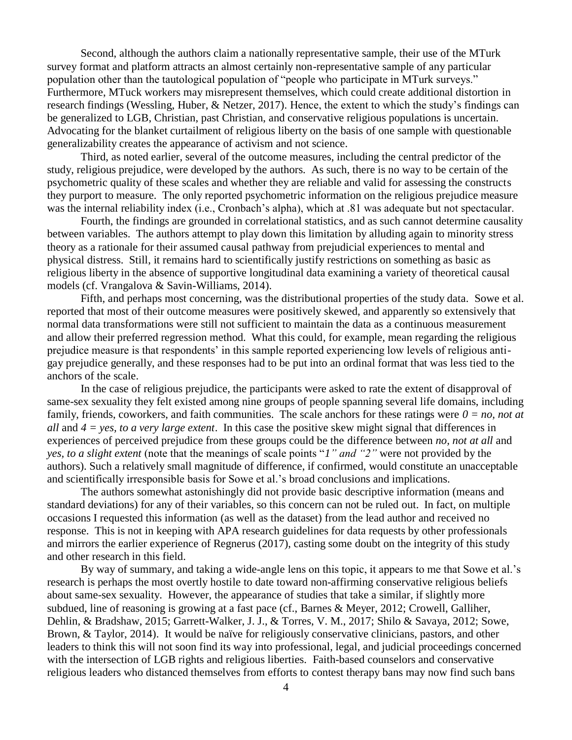Second, although the authors claim a nationally representative sample, their use of the MTurk survey format and platform attracts an almost certainly non-representative sample of any particular population other than the tautological population of "people who participate in MTurk surveys." Furthermore, MTuck workers may misrepresent themselves, which could create additional distortion in research findings (Wessling, Huber, & Netzer, 2017). Hence, the extent to which the study's findings can be generalized to LGB, Christian, past Christian, and conservative religious populations is uncertain. Advocating for the blanket curtailment of religious liberty on the basis of one sample with questionable generalizability creates the appearance of activism and not science.

Third, as noted earlier, several of the outcome measures, including the central predictor of the study, religious prejudice, were developed by the authors. As such, there is no way to be certain of the psychometric quality of these scales and whether they are reliable and valid for assessing the constructs they purport to measure. The only reported psychometric information on the religious prejudice measure was the internal reliability index (i.e., Cronbach's alpha), which at .81 was adequate but not spectacular.

Fourth, the findings are grounded in correlational statistics, and as such cannot determine causality between variables. The authors attempt to play down this limitation by alluding again to minority stress theory as a rationale for their assumed causal pathway from prejudicial experiences to mental and physical distress. Still, it remains hard to scientifically justify restrictions on something as basic as religious liberty in the absence of supportive longitudinal data examining a variety of theoretical causal models (cf. Vrangalova & Savin-Williams, 2014).

Fifth, and perhaps most concerning, was the distributional properties of the study data. Sowe et al. reported that most of their outcome measures were positively skewed, and apparently so extensively that normal data transformations were still not sufficient to maintain the data as a continuous measurement and allow their preferred regression method. What this could, for example, mean regarding the religious prejudice measure is that respondents' in this sample reported experiencing low levels of religious anti-gay prejudice generally, and these responses had to be put into an ordinal format that was less tied to the anchors of the scale.

In the case of religious prejudice, the participants were asked to rate the extent of disapproval of same-sex sexuality they felt existed among nine groups of people spanning several life domains, including family, friends, coworkers, and faith communities. The scale anchors for these ratings were *0 = no, not at all* and *4 = yes, to a very large extent*. In this case the positive skew might signal that differences in experiences of perceived prejudice from these groups could be the difference between *no, not at all* and *yes, to a slight extent* (note that the meanings of scale points "*1" and "2"* were not provided by the authors). Such a relatively small magnitude of difference, if confirmed, would constitute an unacceptable and scientifically irresponsible basis for Sowe et al.'s broad conclusions and implications.

The authors somewhat astonishingly did not provide basic descriptive information (means and standard deviations) for any of their variables, so this concern can not be ruled out. In fact, on multiple occasions I requested this information (as well as the dataset) from the lead author and received no response. This is not in keeping with APA research guidelines for data requests by other professionals and mirrors the earlier experience of Regnerus (2017), casting some doubt on the integrity of this study and other research in this field.

By way of summary, and taking a wide-angle lens on this topic, it appears to me that Sowe et al.'s research is perhaps the most overtly hostile to date toward non-affirming conservative religious beliefs about same-sex sexuality. However, the appearance of studies that take a similar, if slightly more subdued, line of reasoning is growing at a fast pace (cf., Barnes & Meyer, 2012; Crowell, Galliher, Dehlin, & Bradshaw, 2015; Garrett-Walker, J. J., & Torres, V. M., 2017; Shilo & Savaya, 2012; Sowe, Brown, & Taylor, 2014). It would be naïve for religiously conservative clinicians, pastors, and other leaders to think this will not soon find its way into professional, legal, and judicial proceedings concerned with the intersection of LGB rights and religious liberties. Faith-based counselors and conservative religious leaders who distanced themselves from efforts to contest therapy bans may now find such bans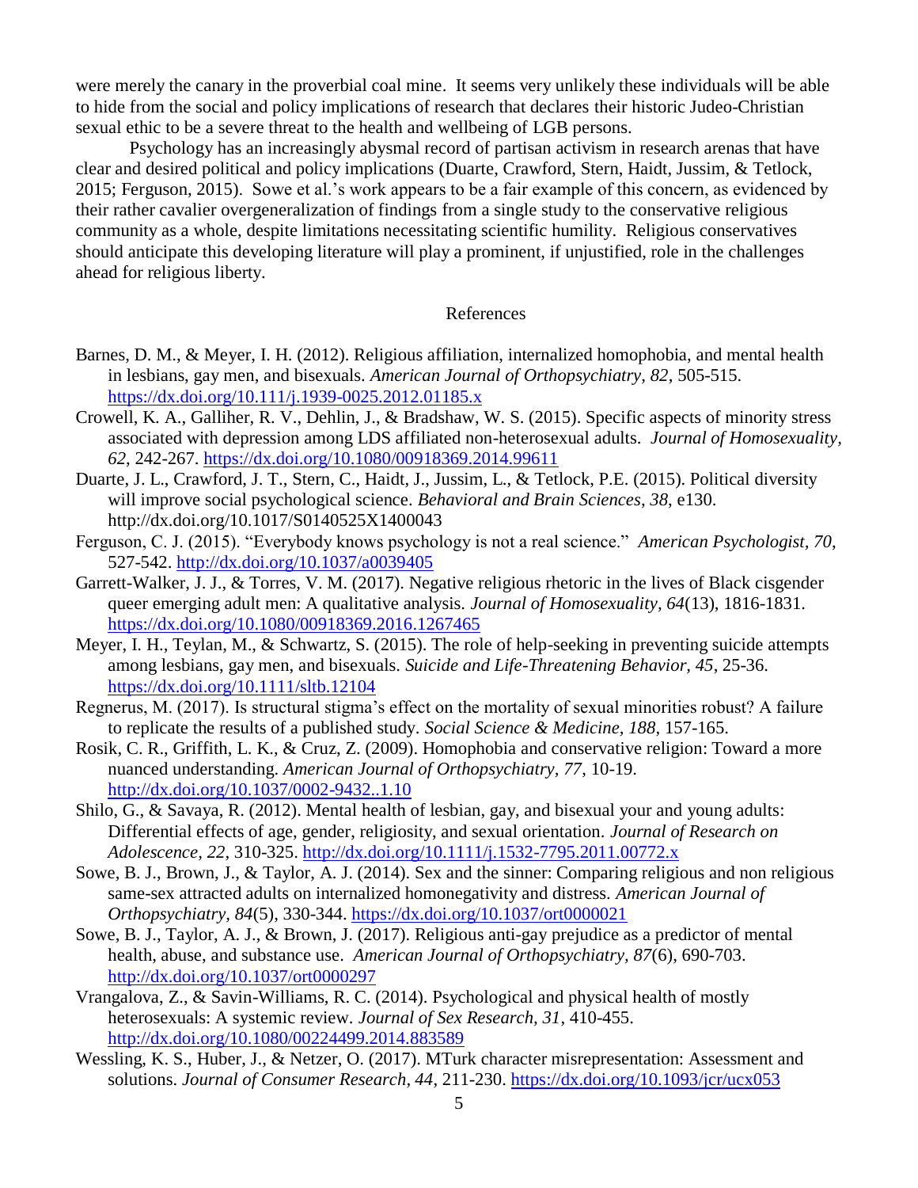were merely the canary in the proverbial coal mine. It seems very unlikely these individuals will be able to hide from the social and policy implications of research that declares their historic Judeo-Christian sexual ethic to be a severe threat to the health and wellbeing of LGB persons.

Psychology has an increasingly abysmal record of partisan activism in research arenas that have clear and desired political and policy implications (Duarte, Crawford, Stern, Haidt, Jussim, & Tetlock, 2015; Ferguson, 2015). Sowe et al.'s work appears to be a fair example of this concern, as evidenced by their rather cavalier overgeneralization of findings from a single study to the conservative religious community as a whole, despite limitations necessitating scientific humility. Religious conservatives should anticipate this developing literature will play a prominent, if unjustified, role in the challenges ahead for religious liberty.

## References

Barnes, D. M., & Meyer, I. H. (2012). Religious affiliation, internalized homophobia, and mental health in lesbians, gay men, and bisexuals. *American Journal of Orthopsychiatry, 82*, 505-515. https://dx.doi.org/10.111/j.1939-0025.2012.01185.x

Crowell, K. A., Galliher, R. V., Dehlin, J., & Bradshaw, W. S. (2015). Specific aspects of minority stress associated with depression among LDS affiliated non-heterosexual adults. *Journal of Homosexuality, 62*, 242-267. https://dx.doi.org/10.1080/00918369.2014.99611

Duarte, J. L., Crawford, J. T., Stern, C., Haidt, J., Jussim, L., & Tetlock, P.E. (2015). Political diversity will improve social psychological science. *Behavioral and Brain Sciences, 38*, e130. http://dx.doi.org/10.1017/S0140525X1400043

Ferguson, C. J. (2015). "Everybody knows psychology is not a real science." *American Psychologist, 70*, 527-542. http://dx.doi.org/10.1037/a0039405

Garrett-Walker, J. J., & Torres, V. M. (2017). Negative religious rhetoric in the lives of Black cisgender queer emerging adult men: A qualitative analysis. *Journal of Homosexuality, 64*(13), 1816-1831. https://dx.doi.org/10.1080/00918369.2016.1267465

Meyer, I. H., Teylan, M., & Schwartz, S. (2015). The role of help-seeking in preventing suicide attempts among lesbians, gay men, and bisexuals. *Suicide and Life-Threatening Behavior, 45*, 25-36. https://dx.doi.org/10.1111/sltb.12104

Regnerus, M. (2017). Is structural stigma's effect on the mortality of sexual minorities robust? A failure to replicate the results of a published study. *Social Science & Medicine, 188*, 157-165.

Rosik, C. R., Griffith, L. K., & Cruz, Z. (2009). Homophobia and conservative religion: Toward a more nuanced understanding. *American Journal of Orthopsychiatry, 77*, 10-19. http://dx.doi.org/10.1037/0002-9432..1.10

Shilo, G., & Savaya, R. (2012). Mental health of lesbian, gay, and bisexual your and young adults: Differential effects of age, gender, religiosity, and sexual orientation. *Journal of Research on Adolescence, 22*, 310-325. http://dx.doi.org/10.1111/j.1532-7795.2011.00772.x

Sowe, B. J., Brown, J., & Taylor, A. J. (2014). Sex and the sinner: Comparing religious and non religious same-sex attracted adults on internalized homonegativity and distress. *American Journal of Orthopsychiatry, 84*(5), 330-344. https://dx.doi.org/10.1037/ort0000021

Sowe, B. J., Taylor, A. J., & Brown, J. (2017). Religious anti-gay prejudice as a predictor of mental health, abuse, and substance use. *American Journal of Orthopsychiatry, 87*(6), 690-703. http://dx.doi.org/10.1037/ort0000297

Vrangalova, Z., & Savin-Williams, R. C. (2014). Psychological and physical health of mostly heterosexuals: A systemic review. *Journal of Sex Research, 31*, 410-455. http://dx.doi.org/10.1080/00224499.2014.883589

Wessling, K. S., Huber, J., & Netzer, O. (2017). MTurk character misrepresentation: Assessment and solutions. *Journal of Consumer Research, 44*, 211-230. https://dx.doi.org/10.1093/jcr/ucx053